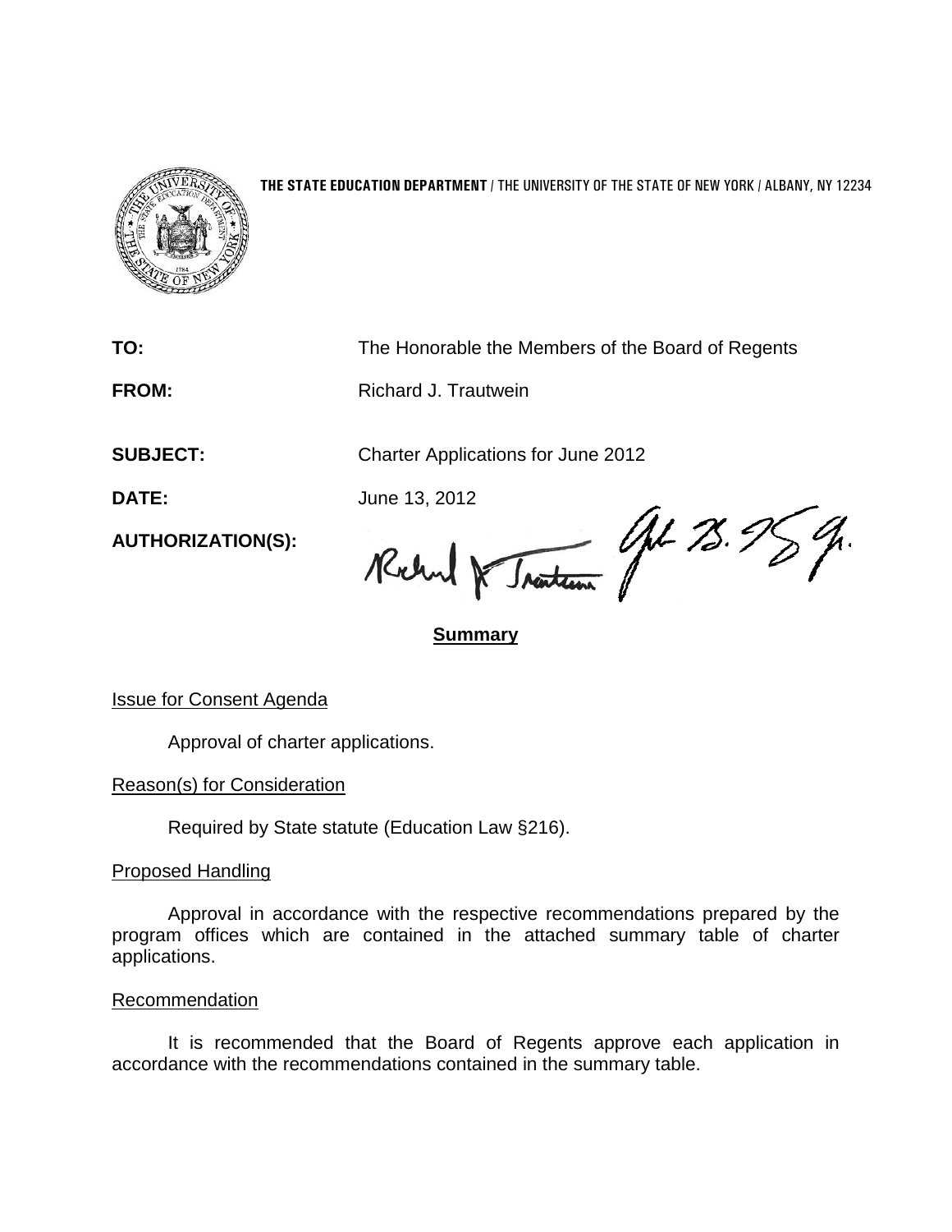**THE STATE EDUCATION DEPARTMENT** / THE UNIVERSITY OF THE STATE OF NEW YORK / ALBANY, NY 12234

**TO:** The Honorable the Members of the Board of Regents

**FROM:** Richard J. Trautwein

**SUBJECT:** Charter Applications for June 2012

**DATE:** June 13, 2012

**AUTHORIZATION(S):**

## Summary

Issue for Consent Agenda

Approval of charter applications.

Reason(s) for Consideration

Required by State statute (Education Law §216).

Proposed Handling

Approval in accordance with the respective recommendations prepared by the program offices which are contained in the attached summary table of charter applications.

Recommendation

It is recommended that the Board of Regents approve each application in accordance with the recommendations contained in the summary table.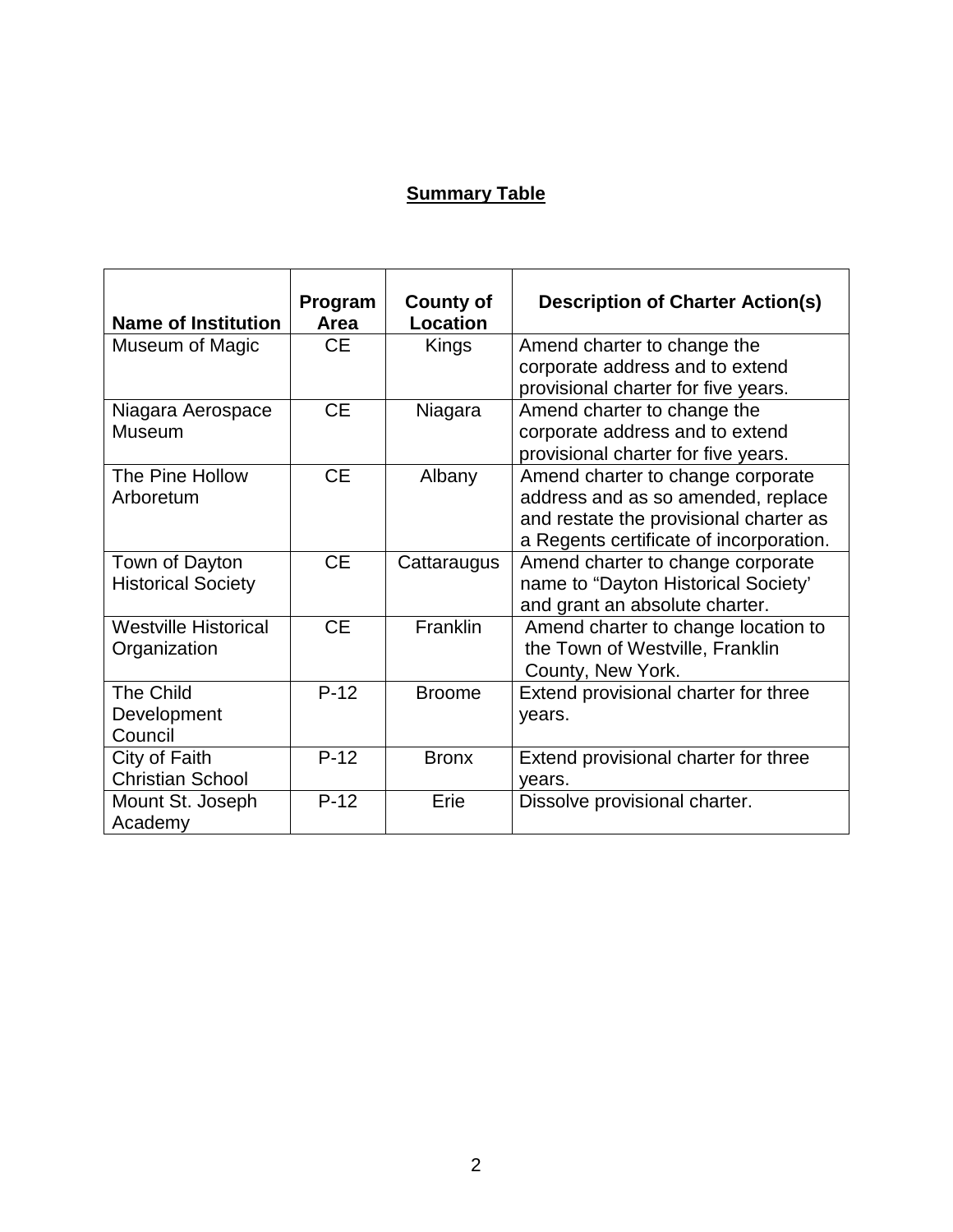**Summary Table**

| Name of Institution | Program Area | County of Location | Description of Charter Action(s) |
|---|---|---|---|
| Museum of Magic | CE | Kings | Amend charter to change the corporate address and to extend provisional charter for five years. |
| Niagara Aerospace Museum | CE | Niagara | Amend charter to change the corporate address and to extend provisional charter for five years. |
| The Pine Hollow Arboretum | CE | Albany | Amend charter to change corporate address and as so amended, replace and restate the provisional charter as a Regents certificate of incorporation. |
| Town of Dayton Historical Society | CE | Cattaraugus | Amend charter to change corporate name to "Dayton Historical Society' and grant an absolute charter. |
| Westville Historical Organization | CE | Franklin | Amend charter to change location to the Town of Westville, Franklin County, New York. |
| The Child Development Council | P-12 | Broome | Extend provisional charter for three years. |
| City of Faith Christian School | P-12 | Bronx | Extend provisional charter for three years. |
| Mount St. Joseph Academy | P-12 | Erie | Dissolve provisional charter. |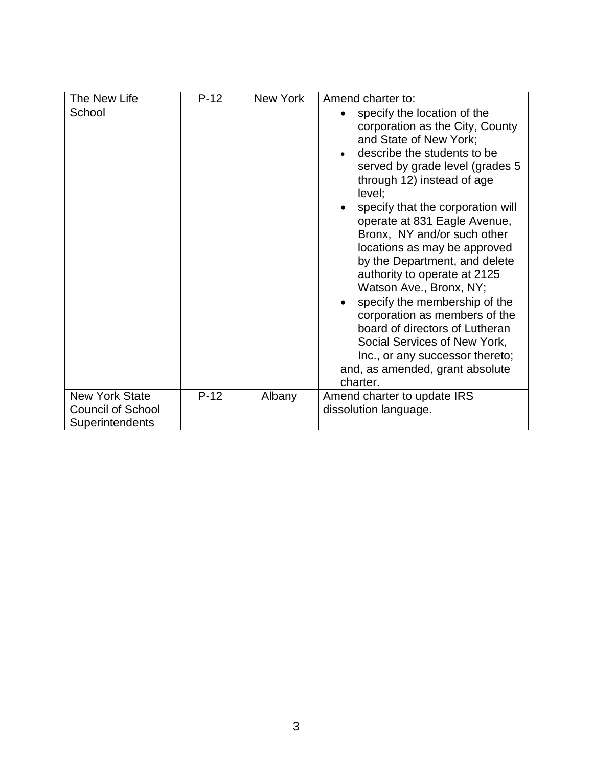| | | | |
|---|---|---|---|
| The New Life School | P-12 | New York | Amend charter to: <ul><li>specify the location of the corporation as the City, County and State of New York;</li><li>describe the students to be served by grade level (grades 5 through 12) instead of age level;</li><li>specify that the corporation will operate at 831 Eagle Avenue, Bronx, NY and/or such other locations as may be approved by the Department, and delete authority to operate at 2125 Watson Ave., Bronx, NY;</li><li>specify the membership of the corporation as members of the board of directors of Lutheran Social Services of New York, Inc., or any successor thereto;</li></ul>and, as amended, grant absolute charter. |
| New York State Council of School Superintendents | P-12 | Albany | Amend charter to update IRS dissolution language. |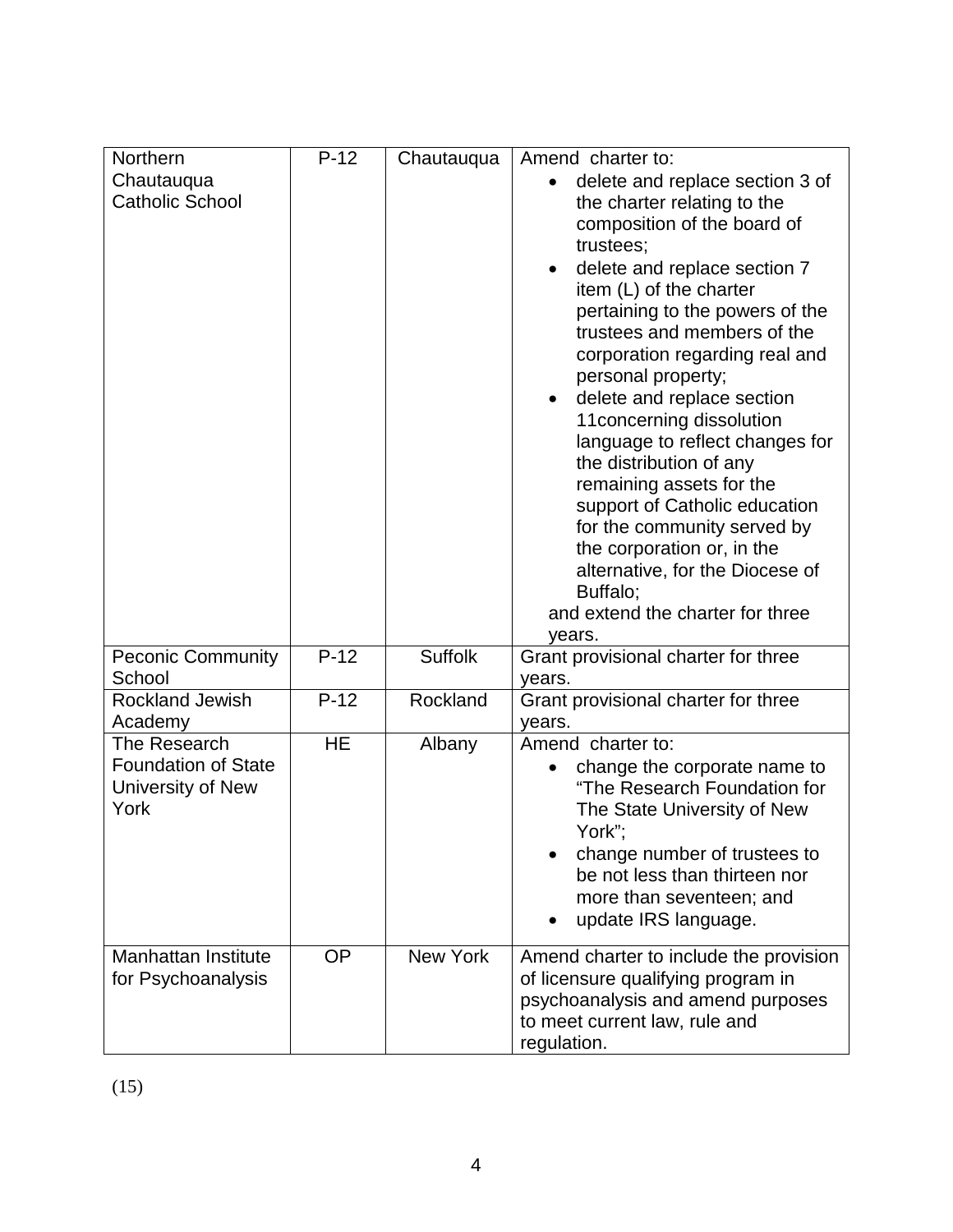| | | | |
|---|---|---|---|
| Northern Chautauqua Catholic School | P-12 | Chautauqua | Amend charter to:<br>• delete and replace section 3 of the charter relating to the composition of the board of trustees;<br>• delete and replace section 7 item (L) of the charter pertaining to the powers of the trustees and members of the corporation regarding real and personal property;<br>• delete and replace section 11concerning dissolution language to reflect changes for the distribution of any remaining assets for the support of Catholic education for the community served by the corporation or, in the alternative, for the Diocese of Buffalo;<br>and extend the charter for three years. |
| Peconic Community School | P-12 | Suffolk | Grant provisional charter for three years. |
| Rockland Jewish Academy | P-12 | Rockland | Grant provisional charter for three years. |
| The Research Foundation of State University of New York | HE | Albany | Amend charter to:<br>• change the corporate name to "The Research Foundation for The State University of New York";<br>• change number of trustees to be not less than thirteen nor more than seventeen; and<br>• update IRS language. |
| Manhattan Institute for Psychoanalysis | OP | New York | Amend charter to include the provision of licensure qualifying program in psychoanalysis and amend purposes to meet current law, rule and regulation. |

(15)